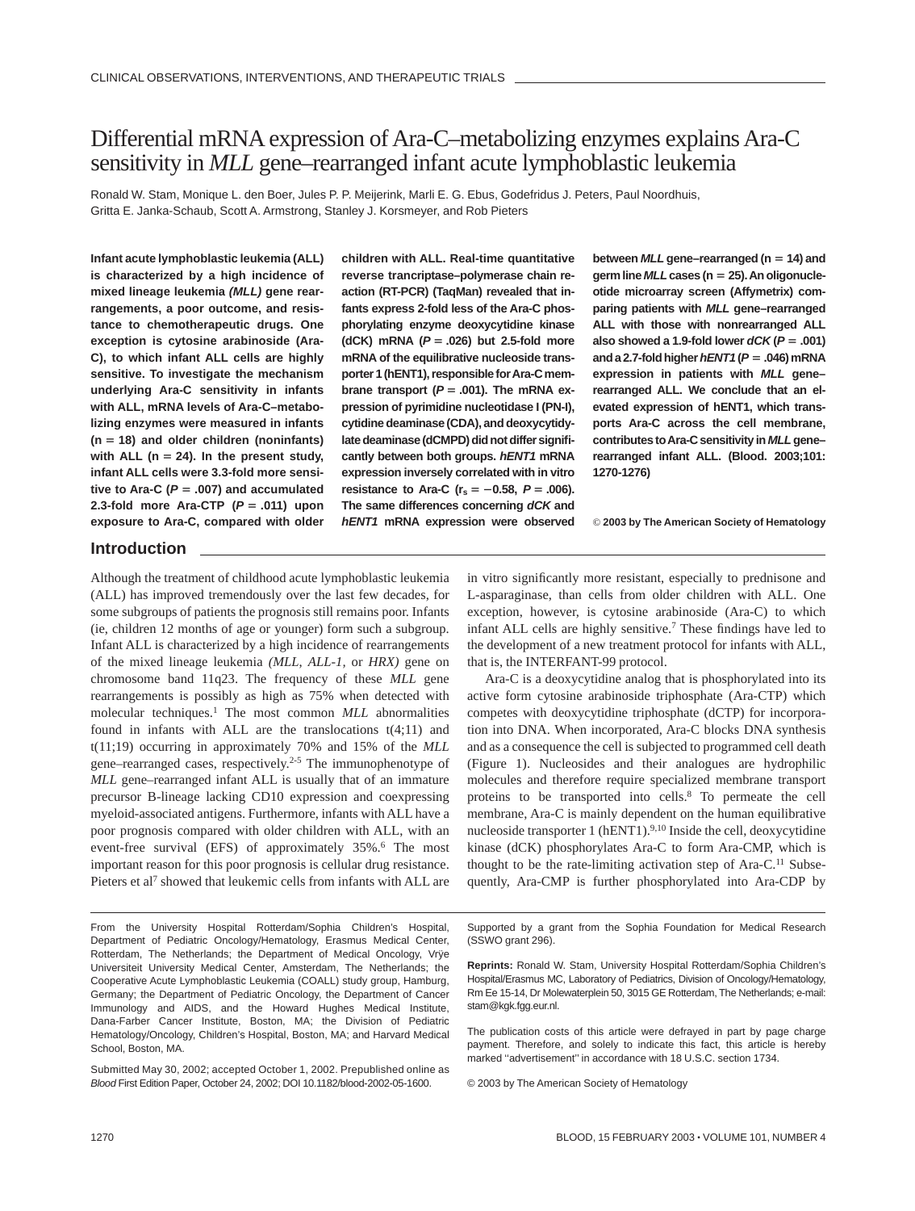# Differential mRNA expression of Ara-C–metabolizing enzymes explains Ara-C sensitivity in *MLL* gene–rearranged infant acute lymphoblastic leukemia

Ronald W. Stam, Monique L. den Boer, Jules P. P. Meijerink, Marli E. G. Ebus, Godefridus J. Peters, Paul Noordhuis, Gritta E. Janka-Schaub, Scott A. Armstrong, Stanley J. Korsmeyer, and Rob Pieters

**Infant acute lymphoblastic leukemia (ALL) is characterized by a high incidence of mixed lineage leukemia *(MLL)* gene rearrangements, a poor outcome, and resistance to chemotherapeutic drugs. One exception is cytosine arabinoside (Ara-C), to which infant ALL cells are highly sensitive. To investigate the mechanism underlying Ara-C sensitivity in infants with ALL, mRNA levels of Ara-C–metabolizing enzymes were measured in infants (n = 18) and older children (noninfants) with ALL (n = 24). In the present study, infant ALL cells were 3.3-fold more sensitive to Ara-C ($P = .007$) and accumulated 2.3-fold more Ara-CTP ($P = .011$) upon exposure to Ara-C, compared with older children with ALL. Real-time quantitative reverse trancriptase–polymerase chain reaction (RT-PCR) (TaqMan) revealed that infants express 2-fold less of the Ara-C phosphorylating enzyme deoxycytidine kinase (dCK) mRNA ($P = .026$) but 2.5-fold more mRNA of the equilibrative nucleoside transporter 1 (hENT1), responsible for Ara-C membrane transport ($P = .001$). The mRNA expression of pyrimidine nucleotidase I (PN-I), cytidine deaminase (CDA), and deoxycytidylate deaminase (dCMPD) did not differ significantly between both groups. *hENT1* mRNA expression inversely correlated with in vitro resistance to Ara-C ($r_s = -0.58$, $P = .006$). The same differences concerning *dCK* and *hENT1* mRNA expression were observed between *MLL* gene–rearranged (n = 14) and germ line *MLL* cases (n = 25). An oligonucleotide microarray screen (Affymetrix) comparing patients with *MLL* gene–rearranged ALL with those with nonrearranged ALL also showed a 1.9-fold lower *dCK* ($P = .001$) and a 2.7-fold higher *hENT1* ($P = .046$) mRNA expression in patients with *MLL* gene–rearranged ALL. We conclude that an elevated expression of hENT1, which transports Ara-C across the cell membrane, contributes to Ara-C sensitivity in *MLL* gene–rearranged infant ALL. (Blood. 2003;101: 1270-1276)**

© **2003 by The American Society of Hematology**

## Introduction

Although the treatment of childhood acute lymphoblastic leukemia (ALL) has improved tremendously over the last few decades, for some subgroups of patients the prognosis still remains poor. Infants (ie, children 12 months of age or younger) form such a subgroup. Infant ALL is characterized by a high incidence of rearrangements of the mixed lineage leukemia *(MLL, ALL-1,* or *HRX)* gene on chromosome band 11q23. The frequency of these *MLL* gene rearrangements is possibly as high as 75% when detected with molecular techniques.[1] The most common *MLL* abnormalities found in infants with ALL are the translocations t(4;11) and t(11;19) occurring in approximately 70% and 15% of the *MLL* gene–rearranged cases, respectively.[2-5] The immunophenotype of *MLL* gene–rearranged infant ALL is usually that of an immature precursor B-lineage lacking CD10 expression and coexpressing myeloid-associated antigens. Furthermore, infants with ALL have a poor prognosis compared with older children with ALL, with an event-free survival (EFS) of approximately 35%.[6] The most important reason for this poor prognosis is cellular drug resistance. Pieters et al[7] showed that leukemic cells from infants with ALL are in vitro significantly more resistant, especially to prednisone and L-asparaginase, than cells from older children with ALL. One exception, however, is cytosine arabinoside (Ara-C) to which infant ALL cells are highly sensitive.[7] These findings have led to the development of a new treatment protocol for infants with ALL, that is, the INTERFANT-99 protocol.

Ara-C is a deoxycytidine analog that is phosphorylated into its active form cytosine arabinoside triphosphate (Ara-CTP) which competes with deoxycytidine triphosphate (dCTP) for incorporation into DNA. When incorporated, Ara-C blocks DNA synthesis and as a consequence the cell is subjected to programmed cell death (Figure 1). Nucleosides and their analogues are hydrophilic molecules and therefore require specialized membrane transport proteins to be transported into cells.[8] To permeate the cell membrane, Ara-C is mainly dependent on the human equilibrative nucleoside transporter 1 (hENT1).[9,10] Inside the cell, deoxycytidine kinase (dCK) phosphorylates Ara-C to form Ara-CMP, which is thought to be the rate-limiting activation step of Ara-C.[11] Subsequently, Ara-CMP is further phosphorylated into Ara-CDP by

From the University Hospital Rotterdam/Sophia Children's Hospital, Department of Pediatric Oncology/Hematology, Erasmus Medical Center, Rotterdam, The Netherlands; the Department of Medical Oncology, Vrije Universiteit University Medical Center, Amsterdam, The Netherlands; the Cooperative Acute Lymphoblastic Leukemia (COALL) study group, Hamburg, Germany; the Department of Pediatric Oncology, the Department of Cancer Immunology and AIDS, and the Howard Hughes Medical Institute, Dana-Farber Cancer Institute, Boston, MA; the Division of Pediatric Hematology/Oncology, Children's Hospital, Boston, MA; and Harvard Medical School, Boston, MA.

Submitted May 30, 2002; accepted October 1, 2002. Prepublished online as *Blood* First Edition Paper, October 24, 2002; DOI 10.1182/blood-2002-05-1600.

Supported by a grant from the Sophia Foundation for Medical Research (SSWO grant 296).

**Reprints:** Ronald W. Stam, University Hospital Rotterdam/Sophia Children's Hospital/Erasmus MC, Laboratory of Pediatrics, Division of Oncology/Hematology, Rm Ee 15-14, Dr Molewaterplein 50, 3015 GE Rotterdam, The Netherlands; e-mail: stam@kgk.fgg.eur.nl.

The publication costs of this article were defrayed in part by page charge payment. Therefore, and solely to indicate this fact, this article is hereby marked "advertisement" in accordance with 18 U.S.C. section 1734.

© 2003 by The American Society of Hematology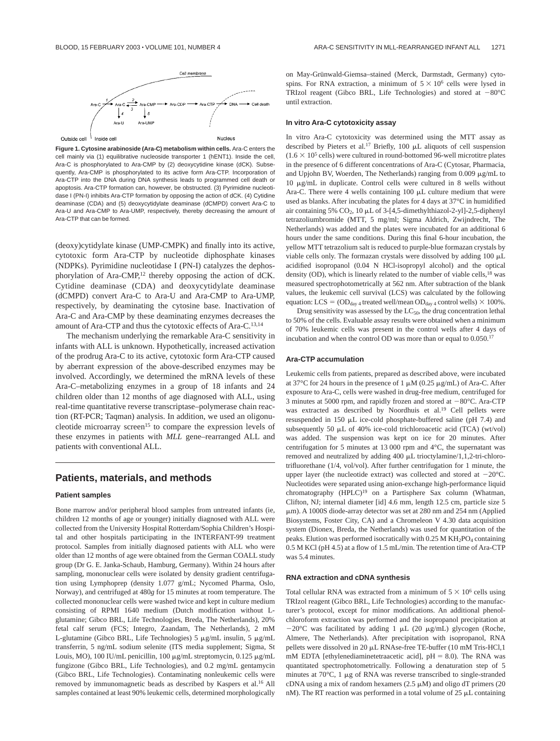**Figure 1. Cytosine arabinoside (Ara-C) metabolism within cells.** Ara-C enters the cell mainly via (1) equilibrative nucleoside transporter 1 (hENT1). Inside the cell, Ara-C is phosphorylated to Ara-CMP by (2) deoxycytidine kinase (dCK). Subsequently, Ara-CMP is phosphorylated to its active form Ara-CTP. Incorporation of Ara-CTP into the DNA during DNA synthesis leads to programmed cell death or apoptosis. Ara-CTP formation can, however, be obstructed. (3) Pyrimidine nucleotidase I (PN-I) inhibits Ara-CTP formation by opposing the action of dCK. (4) Cytidine deaminase (CDA) and (5) deoxycytidylate deaminase (dCMPD) convert Ara-C to Ara-U and Ara-CMP to Ara-UMP, respectively, thereby decreasing the amount of Ara-CTP that can be formed.

(deoxy)cytidylate kinase (UMP-CMPK) and finally into its active, cytotoxic form Ara-CTP by nucleotide diphosphate kinases (NDPKs). Pyrimidine nucleotidase I (PN-I) catalyzes the dephosphorylation of Ara-CMP,[12] thereby opposing the action of dCK. Cytidine deaminase (CDA) and deoxycytidylate deaminase (dCMPD) convert Ara-C to Ara-U and Ara-CMP to Ara-UMP, respectively, by deaminating the cytosine base. Inactivation of Ara-C and Ara-CMP by these deaminating enzymes decreases the amount of Ara-CTP and thus the cytotoxic effects of Ara-C.[13,14]

The mechanism underlying the remarkable Ara-C sensitivity in infants with ALL is unknown. Hypothetically, increased activation of the prodrug Ara-C to its active, cytotoxic form Ara-CTP caused by aberrant expression of the above-described enzymes may be involved. Accordingly, we determined the mRNA levels of these Ara-C–metabolizing enzymes in a group of 18 infants and 24 children older than 12 months of age diagnosed with ALL, using real-time quantitative reverse transcriptase–polymerase chain reaction (RT-PCR; Taqman) analysis. In addition, we used an oligonucleotide microarray screen[15] to compare the expression levels of these enzymes in patients with *MLL* gene–rearranged ALL and patients with conventional ALL.

## Patients, materials, and methods

### Patient samples

Bone marrow and/or peripheral blood samples from untreated infants (ie, children 12 months of age or younger) initially diagnosed with ALL were collected from the University Hospital Rotterdam/Sophia Children's Hospital and other hospitals participating in the INTERFANT-99 treatment protocol. Samples from initially diagnosed patients with ALL who were older than 12 months of age were obtained from the German COALL study group (Dr G. E. Janka-Schaub, Hamburg, Germany). Within 24 hours after sampling, mononuclear cells were isolated by density gradient centrifugation using Lymphoprep (density 1.077 g/mL; Nycomed Pharma, Oslo, Norway), and centrifuged at 480*g* for 15 minutes at room temperature. The collected mononuclear cells were washed twice and kept in culture medium consisting of RPMI 1640 medium (Dutch modification without L-glutamine; Gibco BRL, Life Technologies, Breda, The Netherlands), 20% fetal calf serum (FCS; Integro, Zaandam, The Netherlands), 2 mM L-glutamine (Gibco BRL, Life Technologies) 5 μg/mL insulin, 5 μg/mL transferrin, 5 ng/mL sodium selenite (ITS media supplement; Sigma, St Louis, MO), 100 IU/mL penicillin, 100 μg/mL streptomycin, 0.125 μg/mL fungizone (Gibco BRL, Life Technologies), and 0.2 mg/mL gentamycin (Gibco BRL, Life Technologies). Contaminating nonleukemic cells were removed by immunomagnetic beads as described by Kaspers et al.[16] All samples contained at least 90% leukemic cells, determined morphologically on May-Grünwald-Giemsa–stained (Merck, Darmstadt, Germany) cytospins. For RNA extraction, a minimum of $5 \times 10^6$ cells were lysed in TRIzol reagent (Gibco BRL, Life Technologies) and stored at −80°C until extraction.

### In vitro Ara-C cytotoxicity assay

In vitro Ara-C cytotoxicity was determined using the MTT assay as described by Pieters et al.[17] Briefly, 100 μL aliquots of cell suspension ($1.6 \times 10^5$ cells) were cultured in round-bottomed 96-well microtitre plates in the presence of 6 different concentrations of Ara-C (Cytosar, Pharmacia, and Upjohn BV, Woerden, The Netherlands) ranging from 0.009 μg/mL to 10 μg/mL in duplicate. Control cells were cultured in 8 wells without Ara-C. There were 4 wells containing 100 μL culture medium that were used as blanks. After incubating the plates for 4 days at 37°C in humidified air containing 5% $CO_2$, 10 μL of 3-[4,5-dimethylthiazol-2-yl]-2,5-diphenyl tetrazoliumbromide (MTT, 5 mg/ml; Sigma Aldrich, Zwijndrecht, The Netherlands) was added and the plates were incubated for an additional 6 hours under the same conditions. During this final 6-hour incubation, the yellow MTT tetrazolium salt is reduced to purple-blue formazan crystals by viable cells only. The formazan crystals were dissolved by adding 100 μL acidified isopropanol (0.04 N HCl-isopropyl alcohol) and the optical density (OD), which is linearly related to the number of viable cells,[18] was measured spectrophotometrically at 562 nm. After subtraction of the blank values, the leukemic cell survival (LCS) was calculated by the following equation: $\text{LCS} = (\text{OD}_{\text{day 4}}\ \text{treated well}/\text{mean OD}_{\text{day 4}}\ \text{control wells}) \times 100\%$.

Drug sensitivity was assessed by the $LC_{50}$, the drug concentration lethal to 50% of the cells. Evaluable assay results were obtained when a minimum of 70% leukemic cells was present in the control wells after 4 days of incubation and when the control OD was more than or equal to 0.050.[17]

### Ara-CTP accumulation

Leukemic cells from patients, prepared as described above, were incubated at 37°C for 24 hours in the presence of 1 μM (0.25 μg/mL) of Ara-C. After exposure to Ara-C, cells were washed in drug-free medium, centrifuged for 3 minutes at 5000 rpm, and rapidly frozen and stored at −80°C. Ara-CTP was extracted as described by Noordhuis et al.[19] Cell pellets were resuspended in 150 μL ice-cold phosphate-buffered saline (pH 7.4) and subsequently 50 μL of 40% ice-cold trichloroacetic acid (TCA) (wt/vol) was added. The suspension was kept on ice for 20 minutes. After centrifugation for 5 minutes at 13 000 rpm and 4°C, the supernatant was removed and neutralized by adding 400 μL trioctylamine/1,1,2-tri-chloro-trifluorethane (1/4, vol/vol). After further centrifugation for 1 minute, the upper layer (the nucleotide extract) was collected and stored at −20°C. Nucleotides were separated using anion-exchange high-performance liquid chromatography (HPLC)[19] on a Partisphere Sax column (Whatman, Clifton, NJ; internal diameter [id] 4.6 mm, length 12.5 cm, particle size 5 μm). A 1000S diode-array detector was set at 280 nm and 254 nm (Applied Biosystems, Foster City, CA) and a Chromeleon V 4.30 data acquisition system (Dionex, Breda, the Netherlands) was used for quantitation of the peaks. Elution was performed isocratically with 0.25 M $KH_2PO_4$ containing 0.5 M KCl (pH 4.5) at a flow of 1.5 mL/min. The retention time of Ara-CTP was 5.4 minutes.

### RNA extraction and cDNA synthesis

Total cellular RNA was extracted from a minimum of $5 \times 10^6$ cells using TRIzol reagent (Gibco BRL, Life Technologies) according to the manufacturer's protocol, except for minor modifications. An additional phenol-chloroform extraction was performed and the isopropanol precipitation at −20°C was facilitated by adding 1 μL (20 μg/mL) glycogen (Roche, Almere, The Netherlands). After precipitation with isopropanol, RNA pellets were dissolved in 20 μL RNAse-free TE-buffer (10 mM Tris-HCl,1 mM EDTA [ethylenediaminetetraacetic acid], pH = 8.0). The RNA was quantitated spectrophotometrically. Following a denaturation step of 5 minutes at 70°C, 1 μg of RNA was reverse transcribed to single-stranded cDNA using a mix of random hexamers (2.5 μM) and oligo dT primers (20 nM). The RT reaction was performed in a total volume of 25 μL containing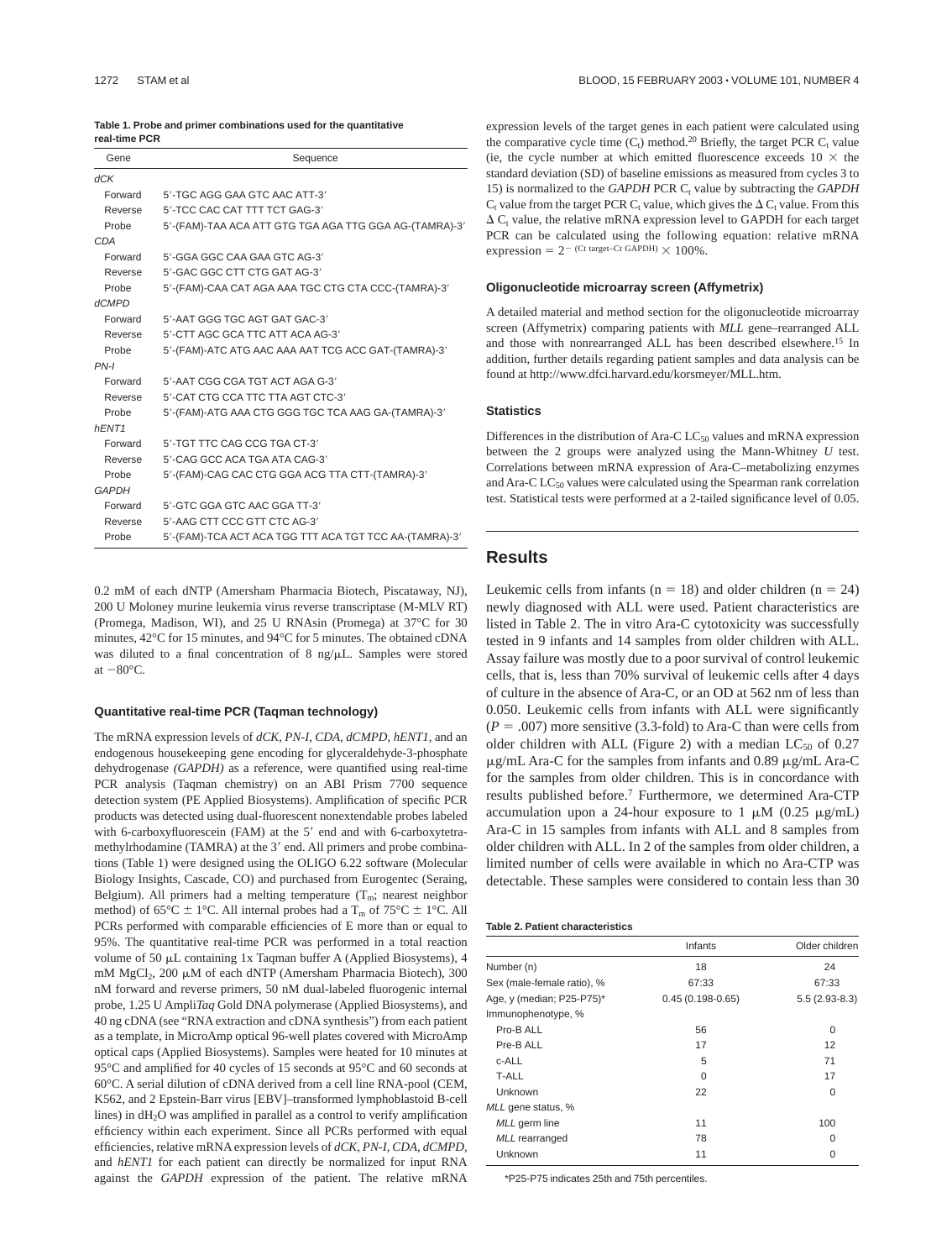**Table 1. Probe and primer combinations used for the quantitative real-time PCR**

| Gene | Sequence |
|---|---|
| *dCK* | |
| Forward | 5′-TGC AGG GAA GTC AAC ATT-3′ |
| Reverse | 5′-TCC CAC CAT TTT TCT GAG-3′ |
| Probe | 5′-(FAM)-TAA ACA ATT GTG TGA AGA TTG GGA AG-(TAMRA)-3′ |
| *CDA* | |
| Forward | 5′-GGA GGC CAA GAA GTC AG-3′ |
| Reverse | 5′-GAC GGC CTT CTG GAT AG-3′ |
| Probe | 5′-(FAM)-CAA CAT AGA AAA TGC CTG CTA CCC-(TAMRA)-3′ |
| *dCMPD* | |
| Forward | 5′-AAT GGG TGC AGT GAT GAC-3′ |
| Reverse | 5′-CTT AGC GCA TTC ATT ACA AG-3′ |
| Probe | 5′-(FAM)-ATC ATG AAC AAA AAT TCG ACC GAT-(TAMRA)-3′ |
| *PN-I* | |
| Forward | 5′-AAT CGG CGA TGT ACT AGA G-3′ |
| Reverse | 5′-CAT CTG CCA TTC TTA AGT CTC-3′ |
| Probe | 5′-(FAM)-ATG AAA CTG GGG TGC TCA AAG GA-(TAMRA)-3′ |
| *hENT1* | |
| Forward | 5′-TGT TTC CAG CCG TGA CT-3′ |
| Reverse | 5′-CAG GCC ACA TGA ATA CAG-3′ |
| Probe | 5′-(FAM)-CAG CAC CTG GGA ACG TTA CTT-(TAMRA)-3′ |
| *GAPDH* | |
| Forward | 5′-GTC GGA GTC AAC GGA TT-3′ |
| Reverse | 5′-AAG CTT CCC GTT CTC AG-3′ |
| Probe | 5′-(FAM)-TCA ACT ACA TGG TTT ACA TGT TCC AA-(TAMRA)-3′ |

0.2 mM of each dNTP (Amersham Pharmacia Biotech, Piscataway, NJ), 200 U Moloney murine leukemia virus reverse transcriptase (M-MLV RT) (Promega, Madison, WI), and 25 U RNAsin (Promega) at 37°C for 30 minutes, 42°C for 15 minutes, and 94°C for 5 minutes. The obtained cDNA was diluted to a final concentration of 8 ng/μL. Samples were stored at −80°C.

### Quantitative real-time PCR (Taqman technology)

The mRNA expression levels of *dCK*, *PN-I*, *CDA*, *dCMPD*, *hENT1*, and an endogenous housekeeping gene encoding for glyceraldehyde-3-phosphate dehydrogenase *(GAPDH)* as a reference, were quantified using real-time PCR analysis (Taqman chemistry) on an ABI Prism 7700 sequence detection system (PE Applied Biosystems). Amplification of specific PCR products was detected using dual-fluorescent nonextendable probes labeled with 6-carboxyfluorescein (FAM) at the 5′ end and with 6-carboxytetramethylrhodamine (TAMRA) at the 3′ end. All primers and probe combinations (Table 1) were designed using the OLIGO 6.22 software (Molecular Biology Insights, Cascade, CO) and purchased from Eurogentec (Seraing, Belgium). All primers had a melting temperature ($T_m$; nearest neighbor method) of 65°C ± 1°C. All internal probes had a $T_m$ of 75°C ± 1°C. All PCRs performed with comparable efficiencies of E more than or equal to 95%. The quantitative real-time PCR was performed in a total reaction volume of 50 μL containing 1x Taqman buffer A (Applied Biosystems), 4 mM $MgCl_2$, 200 μM of each dNTP (Amersham Pharmacia Biotech), 300 nM forward and reverse primers, 50 nM dual-labeled fluorogenic internal probe, 1.25 U Ampli*Taq* Gold DNA polymerase (Applied Biosystems), and 40 ng cDNA (see "RNA extraction and cDNA synthesis") from each patient as a template, in MicroAmp optical 96-well plates covered with MicroAmp optical caps (Applied Biosystems). Samples were heated for 10 minutes at 95°C and amplified for 40 cycles of 15 seconds at 95°C and 60 seconds at 60°C. A serial dilution of cDNA derived from a cell line RNA-pool (CEM, K562, and 2 Epstein-Barr virus [EBV]–transformed lymphoblastoid B-cell lines) in $dH_2O$ was amplified in parallel as a control to verify amplification efficiency within each experiment. Since all PCRs performed with equal efficiencies, relative mRNA expression levels of *dCK*, *PN-I*, *CDA*, *dCMPD*, and *hENT1* for each patient can directly be normalized for input RNA against the *GAPDH* expression of the patient. The relative mRNA expression levels of the target genes in each patient were calculated using the comparative cycle time ($C_t$) method.[20] Briefly, the target PCR $C_t$ value (ie, the cycle number at which emitted fluorescence exceeds 10 × the standard deviation (SD) of baseline emissions as measured from cycles 3 to 15) is normalized to the *GAPDH* PCR $C_t$ value by subtracting the *GAPDH* $C_t$ value from the target PCR $C_t$ value, which gives the $\Delta C_t$ value. From this $\Delta C_t$ value, the relative mRNA expression level to GAPDH for each target PCR can be calculated using the following equation: relative mRNA expression $= 2^{-(C_{t\,target} - C_{t\,GAPDH})} \times 100\%$.

### Oligonucleotide microarray screen (Affymetrix)

A detailed material and method section for the oligonucleotide microarray screen (Affymetrix) comparing patients with *MLL* gene–rearranged ALL and those with nonrearranged ALL has been described elsewhere.[15] In addition, further details regarding patient samples and data analysis can be found at http://www.dfci.harvard.edu/korsmeyer/MLL.htm.

### Statistics

Differences in the distribution of Ara-C $LC_{50}$ values and mRNA expression between the 2 groups were analyzed using the Mann-Whitney *U* test. Correlations between mRNA expression of Ara-C–metabolizing enzymes and Ara-C $LC_{50}$ values were calculated using the Spearman rank correlation test. Statistical tests were performed at a 2-tailed significance level of 0.05.

## Results

Leukemic cells from infants (n = 18) and older children (n = 24) newly diagnosed with ALL were used. Patient characteristics are listed in Table 2. The in vitro Ara-C cytotoxicity was successfully tested in 9 infants and 14 samples from older children with ALL. Assay failure was mostly due to a poor survival of control leukemic cells, that is, less than 70% survival of leukemic cells after 4 days of culture in the absence of Ara-C, or an OD at 562 nm of less than 0.050. Leukemic cells from infants with ALL were significantly ($P = .007$) more sensitive (3.3-fold) to Ara-C than were cells from older children with ALL (Figure 2) with a median $LC_{50}$ of 0.27 μg/mL Ara-C for the samples from infants and 0.89 μg/mL Ara-C for the samples from older children. This is in concordance with results published before.[7] Furthermore, we determined Ara-CTP accumulation upon a 24-hour exposure to 1 μM (0.25 μg/mL) Ara-C in 15 samples from infants with ALL and 8 samples from older children with ALL. In 2 of the samples from older children, a limited number of cells were available in which no Ara-CTP was detectable. These samples were considered to contain less than 30

**Table 2. Patient characteristics**

| | Infants | Older children |
|---|---|---|
| Number (n) | 18 | 24 |
| Sex (male-female ratio), % | 67:33 | 67:33 |
| Age, y (median; P25-P75)* | 0.45 (0.198-0.65) | 5.5 (2.93-8.3) |
| Immunophenotype, % | | |
| Pro-B ALL | 56 | 0 |
| Pre-B ALL | 17 | 12 |
| c-ALL | 5 | 71 |
| T-ALL | 0 | 17 |
| Unknown | 22 | 0 |
| *MLL* gene status, % | | |
| *MLL* germ line | 11 | 100 |
| *MLL* rearranged | 78 | 0 |
| Unknown | 11 | 0 |

*P25-P75 indicates 25th and 75th percentiles.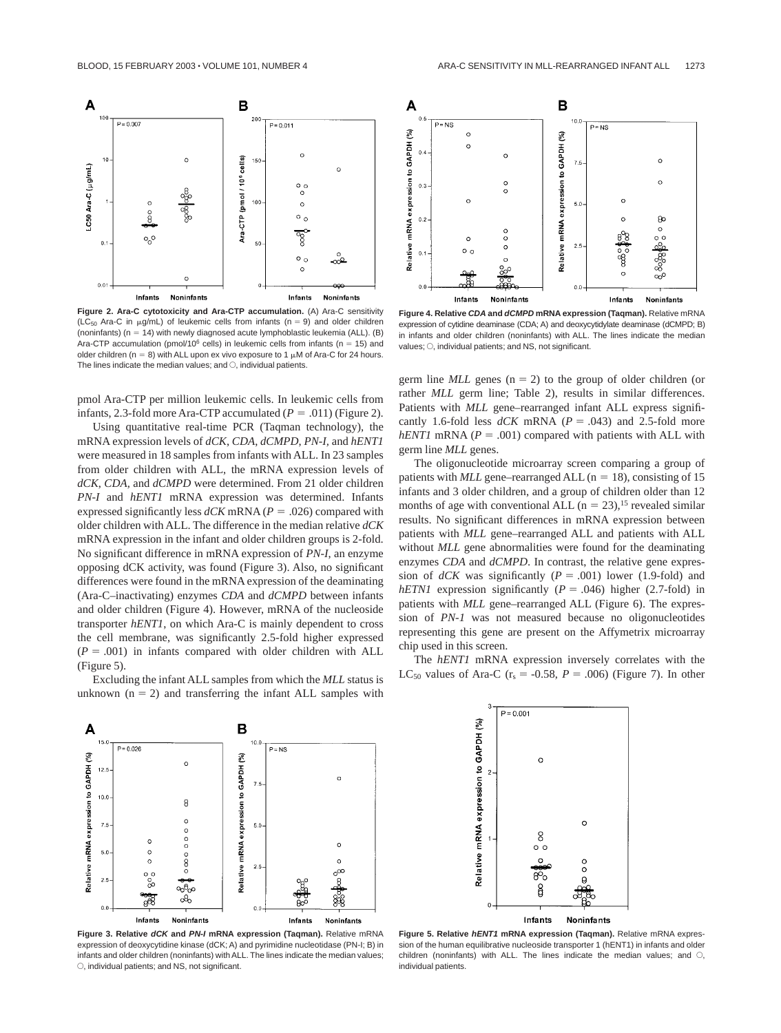**Figure 2. Ara-C cytotoxicity and Ara-CTP accumulation.** (A) Ara-C sensitivity ($LC_{50}$ Ara-C in μg/mL) of leukemic cells from infants (n = 9) and older children (noninfants) (n = 14) with newly diagnosed acute lymphoblastic leukemia (ALL). (B) Ara-CTP accumulation (pmol/$10^6$ cells) in leukemic cells from infants (n = 15) and older children (n = 8) with ALL upon ex vivo exposure to 1 μM of Ara-C for 24 hours. The lines indicate the median values; and ○, individual patients.

**Figure 4. Relative *CDA* and *dCMPD* mRNA expression (Taqman).** Relative mRNA expression of cytidine deaminase (CDA; A) and deoxycytidylate deaminase (dCMPD; B) in infants and older children (noninfants) with ALL. The lines indicate the median values; ○, individual patients; and NS, not significant.

pmol Ara-CTP per million leukemic cells. In leukemic cells from infants, 2.3-fold more Ara-CTP accumulated ($P = .011$) (Figure 2).

Using quantitative real-time PCR (Taqman technology), the mRNA expression levels of *dCK*, *CDA*, *dCMPD*, *PN-I*, and *hENT1* were measured in 18 samples from infants with ALL. In 23 samples from older children with ALL, the mRNA expression levels of *dCK*, *CDA*, and *dCMPD* were determined. From 21 older children *PN-I* and *hENT1* mRNA expression was determined. Infants expressed significantly less *dCK* mRNA ($P = .026$) compared with older children with ALL. The difference in the median relative *dCK* mRNA expression in the infant and older children groups is 2-fold. No significant difference in mRNA expression of *PN-I*, an enzyme opposing dCK activity, was found (Figure 3). Also, no significant differences were found in the mRNA expression of the deaminating (Ara-C–inactivating) enzymes *CDA* and *dCMPD* between infants and older children (Figure 4). However, mRNA of the nucleoside transporter *hENT1*, on which Ara-C is mainly dependent to cross the cell membrane, was significantly 2.5-fold higher expressed ($P = .001$) in infants compared with older children with ALL (Figure 5).

Excluding the infant ALL samples from which the *MLL* status is unknown (n = 2) and transferring the infant ALL samples with germ line *MLL* genes (n = 2) to the group of older children (or rather *MLL* germ line; Table 2), results in similar differences. Patients with *MLL* gene–rearranged infant ALL express significantly 1.6-fold less *dCK* mRNA ($P = .043$) and 2.5-fold more *hENT1* mRNA ($P = .001$) compared with patients with ALL with germ line *MLL* genes.

The oligonucleotide microarray screen comparing a group of patients with *MLL* gene–rearranged ALL (n = 18), consisting of 15 infants and 3 older children, and a group of children older than 12 months of age with conventional ALL (n = 23),[15] revealed similar results. No significant differences in mRNA expression between patients with *MLL* gene–rearranged ALL and patients with ALL without *MLL* gene abnormalities were found for the deaminating enzymes *CDA* and *dCMPD*. In contrast, the relative gene expression of *dCK* was significantly ($P = .001$) lower (1.9-fold) and *hETN1* expression significantly ($P = .046$) higher (2.7-fold) in patients with *MLL* gene–rearranged ALL (Figure 6). The expression of *PN-1* was not measured because no oligonucleotides representing this gene are present on the Affymetrix microarray chip used in this screen.

The *hENT1* mRNA expression inversely correlates with the $LC_{50}$ values of Ara-C ($r_s = -0.58$, $P = .006$) (Figure 7). In other

**Figure 3. Relative *dCK* and *PN-I* mRNA expression (Taqman).** Relative mRNA expression of deoxycytidine kinase (dCK; A) and pyrimidine nucleotidase (PN-I; B) in infants and older children (noninfants) with ALL. The lines indicate the median values; ○, individual patients; and NS, not significant.

**Figure 5. Relative *hENT1* mRNA expression (Taqman).** Relative mRNA expression of the human equilibrative nucleoside transporter 1 (hENT1) in infants and older children (noninfants) with ALL. The lines indicate the median values; and ○, individual patients.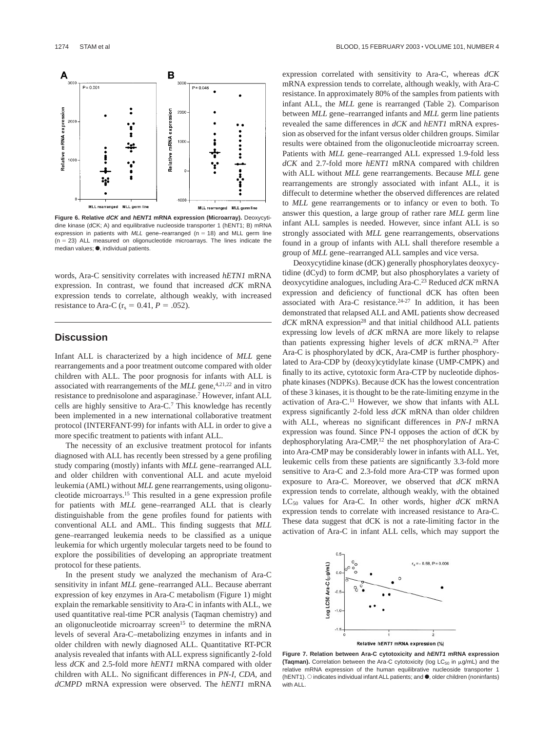Figure 6. Relative *dCK* and *hENT1* mRNA expression (Microarray). Deoxycytidine kinase (dCK; A) and equilibrative nucleoside transporter 1 (hENT1; B) mRNA expression in patients with *MLL* gene–rearranged (n = 18) and MLL germ line (n = 23) ALL measured on oligonucleotide microarrays. The lines indicate the median values; ●, individual patients.

words, Ara-C sensitivity correlates with increased *hETN1* mRNA expression. In contrast, we found that increased *dCK* mRNA expression tends to correlate, although weakly, with increased resistance to Ara-C ($r_s = 0.41$, $P = .052$).

## Discussion

Infant ALL is characterized by a high incidence of *MLL* gene rearrangements and a poor treatment outcome compared with older children with ALL. The poor prognosis for infants with ALL is associated with rearrangements of the *MLL* gene,[4,21,22] and in vitro resistance to prednisolone and asparaginase.[7] However, infant ALL cells are highly sensitive to Ara-C.[7] This knowledge has recently been implemented in a new international collaborative treatment protocol (INTERFANT-99) for infants with ALL in order to give a more specific treatment to patients with infant ALL.

The necessity of an exclusive treatment protocol for infants diagnosed with ALL has recently been stressed by a gene profiling study comparing (mostly) infants with *MLL* gene–rearranged ALL and older children with conventional ALL and acute myeloid leukemia (AML) without *MLL* gene rearrangements, using oligonucleotide microarrays.[15] This resulted in a gene expression profile for patients with *MLL* gene–rearranged ALL that is clearly distinguishable from the gene profiles found for patients with conventional ALL and AML. This finding suggests that *MLL* gene–rearranged leukemia needs to be classified as a unique leukemia for which urgently molecular targets need to be found to explore the possibilities of developing an appropriate treatment protocol for these patients.

In the present study we analyzed the mechanism of Ara-C sensitivity in infant *MLL* gene–rearranged ALL. Because aberrant expression of key enzymes in Ara-C metabolism (Figure 1) might explain the remarkable sensitivity to Ara-C in infants with ALL, we used quantitative real-time PCR analysis (Taqman chemistry) and an oligonucleotide microarray screen[15] to determine the mRNA levels of several Ara-C–metabolizing enzymes in infants and in older children with newly diagnosed ALL. Quantitative RT-PCR analysis revealed that infants with ALL express significantly 2-fold less *dCK* and 2.5-fold more *hENT1* mRNA compared with older children with ALL. No significant differences in *PN-I*, *CDA*, and *dCMPD* mRNA expression were observed. The *hENT1* mRNA expression correlated with sensitivity to Ara-C, whereas *dCK* mRNA expression tends to correlate, although weakly, with Ara-C resistance. In approximately 80% of the samples from patients with infant ALL, the *MLL* gene is rearranged (Table 2). Comparison between *MLL* gene–rearranged infants and *MLL* germ line patients revealed the same differences in *dCK* and *hENT1* mRNA expression as observed for the infant versus older children groups. Similar results were obtained from the oligonucleotide microarray screen. Patients with *MLL* gene–rearranged ALL expressed 1.9-fold less *dCK* and 2.7-fold more *hENT1* mRNA compared with children with ALL without *MLL* gene rearrangements. Because *MLL* gene rearrangements are strongly associated with infant ALL, it is diffecult to determine whether the observed differences are related to *MLL* gene rearrangements or to infancy or even to both. To answer this question, a large group of rather rare *MLL* germ line infant ALL samples is needed. However, since infant ALL is so strongly associated with *MLL* gene rearrangements, observations found in a group of infants with ALL shall therefore resemble a group of *MLL* gene–rearranged ALL samples and vice versa.

Deoxycytidine kinase (dCK) generally phosphorylates deoxycytidine (dCyd) to form dCMP, but also phosphorylates a variety of deoxycytidine analogues, including Ara-C.[23] Reduced *dCK* mRNA expression and deficiency of functional dCK has often been associated with Ara-C resistance.[24-27] In addition, it has been demonstrated that relapsed ALL and AML patients show decreased *dCK* mRNA expression[28] and that initial childhood ALL patients expressing low levels of *dCK* mRNA are more likely to relapse than patients expressing higher levels of *dCK* mRNA.[29] After Ara-C is phosphorylated by dCK, Ara-CMP is further phosphorylated to Ara-CDP by (deoxy)cytidylate kinase (UMP-CMPK) and finally to its active, cytotoxic form Ara-CTP by nucleotide diphosphate kinases (NDPKs). Because dCK has the lowest concentration of these 3 kinases, it is thought to be the rate-limiting enzyme in the activation of Ara-C.[11] However, we show that infants with ALL express significantly 2-fold less *dCK* mRNA than older children with ALL, whereas no significant differences in *PN-I* mRNA expression was found. Since PN-I opposes the action of dCK by dephosphorylating Ara-CMP,[12] the net phosphorylation of Ara-C into Ara-CMP may be considerably lower in infants with ALL. Yet, leukemic cells from these patients are significantly 3.3-fold more sensitive to Ara-C and 2.3-fold more Ara-CTP was formed upon exposure to Ara-C. Moreover, we observed that *dCK* mRNA expression tends to correlate, although weakly, with the obtained $LC_{50}$ values for Ara-C. In other words, higher *dCK* mRNA expression tends to correlate with increased resistance to Ara-C. These data suggest that dCK is not a rate-limiting factor in the activation of Ara-C in infant ALL cells, which may support the

Figure 7. Relation between Ara-C cytotoxicity and *hENT1* mRNA expression (Taqman). Correlation between the Ara-C cytotoxicity (log $LC_{50}$ in μg/mL) and the relative mRNA expression of the human equilibrative nucleoside transporter 1 (hENT1). ○ indicates individual infant ALL patients; and ●, older children (noninfants) with ALL.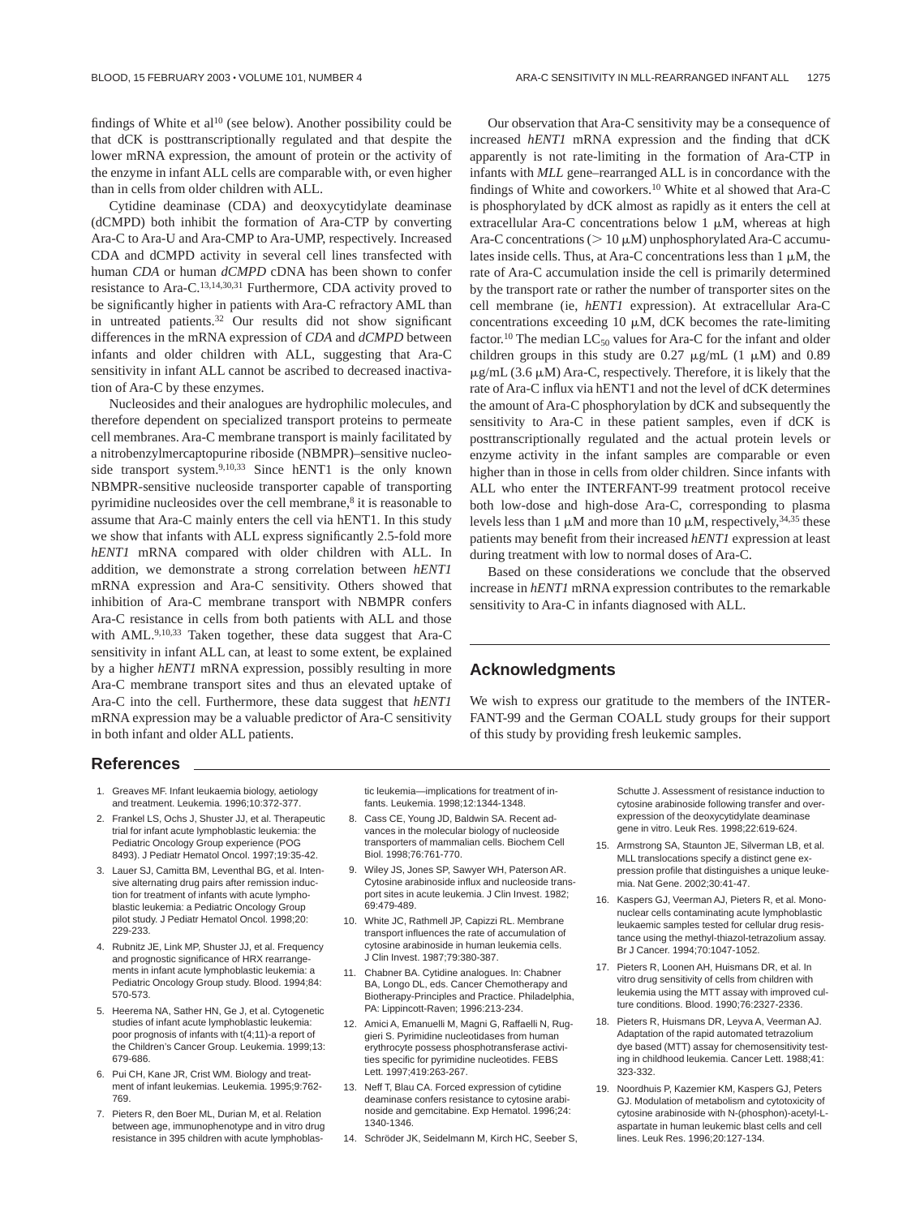findings of White et al[10] (see below). Another possibility could be that dCK is posttranscriptionally regulated and that despite the lower mRNA expression, the amount of protein or the activity of the enzyme in infant ALL cells are comparable with, or even higher than in cells from older children with ALL.

Cytidine deaminase (CDA) and deoxycytidylate deaminase (dCMPD) both inhibit the formation of Ara-CTP by converting Ara-C to Ara-U and Ara-CMP to Ara-UMP, respectively. Increased CDA and dCMPD activity in several cell lines transfected with human *CDA* or human *dCMPD* cDNA has been shown to confer resistance to Ara-C.[13,14,30,31] Furthermore, CDA activity proved to be significantly higher in patients with Ara-C refractory AML than in untreated patients.[32] Our results did not show significant differences in the mRNA expression of *CDA* and *dCMPD* between infants and older children with ALL, suggesting that Ara-C sensitivity in infant ALL cannot be ascribed to decreased inactivation of Ara-C by these enzymes.

Nucleosides and their analogues are hydrophilic molecules, and therefore dependent on specialized transport proteins to permeate cell membranes. Ara-C membrane transport is mainly facilitated by a nitrobenzylmercaptopurine riboside (NBMPR)–sensitive nucleoside transport system.[9,10,33] Since hENT1 is the only known NBMPR-sensitive nucleoside transporter capable of transporting pyrimidine nucleosides over the cell membrane,[8] it is reasonable to assume that Ara-C mainly enters the cell via hENT1. In this study we show that infants with ALL express significantly 2.5-fold more *hENT1* mRNA compared with older children with ALL. In addition, we demonstrate a strong correlation between *hENT1* mRNA expression and Ara-C sensitivity. Others showed that inhibition of Ara-C membrane transport with NBMPR confers Ara-C resistance in cells from both patients with ALL and those with AML.[9,10,33] Taken together, these data suggest that Ara-C sensitivity in infant ALL can, at least to some extent, be explained by a higher *hENT1* mRNA expression, possibly resulting in more Ara-C membrane transport sites and thus an elevated uptake of Ara-C into the cell. Furthermore, these data suggest that *hENT1* mRNA expression may be a valuable predictor of Ara-C sensitivity in both infant and older ALL patients.

Our observation that Ara-C sensitivity may be a consequence of increased *hENT1* mRNA expression and the finding that dCK apparently is not rate-limiting in the formation of Ara-CTP in infants with *MLL* gene–rearranged ALL is in concordance with the findings of White and coworkers.[10] White et al showed that Ara-C is phosphorylated by dCK almost as rapidly as it enters the cell at extracellular Ara-C concentrations below 1 $\mu$M, whereas at high Ara-C concentrations ($> 10$ $\mu$M) unphosphorylated Ara-C accumulates inside cells. Thus, at Ara-C concentrations less than 1 $\mu$M, the rate of Ara-C accumulation inside the cell is primarily determined by the transport rate or rather the number of transporter sites on the cell membrane (ie, *hENT1* expression). At extracellular Ara-C concentrations exceeding 10 $\mu$M, dCK becomes the rate-limiting factor.[10] The median $LC_{50}$ values for Ara-C for the infant and older children groups in this study are 0.27 $\mu$g/mL (1 $\mu$M) and 0.89 $\mu$g/mL (3.6 $\mu$M) Ara-C, respectively. Therefore, it is likely that the rate of Ara-C influx via hENT1 and not the level of dCK determines the amount of Ara-C phosphorylation by dCK and subsequently the sensitivity to Ara-C in these patient samples, even if dCK is posttranscriptionally regulated and the actual protein levels or enzyme activity in the infant samples are comparable or even higher than in those in cells from older children. Since infants with ALL who enter the INTERFANT-99 treatment protocol receive both low-dose and high-dose Ara-C, corresponding to plasma levels less than 1 $\mu$M and more than 10 $\mu$M, respectively,[34,35] these patients may benefit from their increased *hENT1* expression at least during treatment with low to normal doses of Ara-C.

Based on these considerations we conclude that the observed increase in *hENT1* mRNA expression contributes to the remarkable sensitivity to Ara-C in infants diagnosed with ALL.

## Acknowledgments

We wish to express our gratitude to the members of the INTERFANT-99 and the German COALL study groups for their support of this study by providing fresh leukemic samples.

## References

1. Greaves MF. Infant leukaemia biology, aetiology and treatment. Leukemia. 1996;10:372-377.
2. Frankel LS, Ochs J, Shuster JJ, et al. Therapeutic trial for infant acute lymphoblastic leukemia: the Pediatric Oncology Group experience (POG 8493). J Pediatr Hematol Oncol. 1997;19:35-42.
3. Lauer SJ, Camitta BM, Leventhal BG, et al. Intensive alternating drug pairs after remission induction for treatment of infants with acute lymphoblastic leukemia: a Pediatric Oncology Group pilot study. J Pediatr Hematol Oncol. 1998;20: 229-233.
4. Rubnitz JE, Link MP, Shuster JJ, et al. Frequency and prognostic significance of HRX rearrangements in infant acute lymphoblastic leukemia: a Pediatric Oncology Group study. Blood. 1994;84: 570-573.
5. Heerema NA, Sather HN, Ge J, et al. Cytogenetic studies of infant acute lymphoblastic leukemia: poor prognosis of infants with t(4;11)-a report of the Children's Cancer Group. Leukemia. 1999;13: 679-686.
6. Pui CH, Kane JR, Crist WM. Biology and treatment of infant leukemias. Leukemia. 1995;9:762-769.
7. Pieters R, den Boer ML, Durian M, et al. Relation between age, immunophenotype and in vitro drug resistance in 395 children with acute lymphoblastic leukemia—implications for treatment of infants. Leukemia. 1998;12:1344-1348.
8. Cass CE, Young JD, Baldwin SA. Recent advances in the molecular biology of nucleoside transporters of mammalian cells. Biochem Cell Biol. 1998;76:761-770.
9. Wiley JS, Jones SP, Sawyer WH, Paterson AR. Cytosine arabinoside influx and nucleoside transport sites in acute leukemia. J Clin Invest. 1982; 69:479-489.
10. White JC, Rathmell JP, Capizzi RL. Membrane transport influences the rate of accumulation of cytosine arabinoside in human leukemia cells. J Clin Invest. 1987;79:380-387.
11. Chabner BA. Cytidine analogues. In: Chabner BA, Longo DL, eds. Cancer Chemotherapy and Biotherapy-Principles and Practice. Philadelphia, PA: Lippincott-Raven; 1996:213-234.
12. Amici A, Emanuelli M, Magni G, Raffaelli N, Ruggieri S. Pyrimidine nucleotidases from human erythrocyte possess phosphotransferase activities specific for pyrimidine nucleotides. FEBS Lett. 1997;419:263-267.
13. Neff T, Blau CA. Forced expression of cytidine deaminase confers resistance to cytosine arabinoside and gemcitabine. Exp Hematol. 1996;24: 1340-1346.
14. Schröder JK, Seidelmann M, Kirch HC, Seeber S, Schutte J. Assessment of resistance induction to cytosine arabinoside following transfer and overexpression of the deoxycytidylate deaminase gene in vitro. Leuk Res. 1998;22:619-624.
15. Armstrong SA, Staunton JE, Silverman LB, et al. MLL translocations specify a distinct gene expression profile that distinguishes a unique leukemia. Nat Gene. 2002;30:41-47.
16. Kaspers GJ, Veerman AJ, Pieters R, et al. Mononuclear cells contaminating acute lymphoblastic leukaemic samples tested for cellular drug resistance using the methyl-thiazol-tetrazolium assay. Br J Cancer. 1994;70:1047-1052.
17. Pieters R, Loonen AH, Huismans DR, et al. In vitro drug sensitivity of cells from children with leukemia using the MTT assay with improved culture conditions. Blood. 1990;76:2327-2336.
18. Pieters R, Huismans DR, Leyva A, Veerman AJ. Adaptation of the rapid automated tetrazolium dye based (MTT) assay for chemosensitivity testing in childhood leukemia. Cancer Lett. 1988;41: 323-332.
19. Noordhuis P, Kazemier KM, Kaspers GJ, Peters GJ. Modulation of metabolism and cytotoxicity of cytosine arabinoside with N-(phosphon)-acetyl-L-aspartate in human leukemic blast cells and cell lines. Leuk Res. 1996;20:127-134.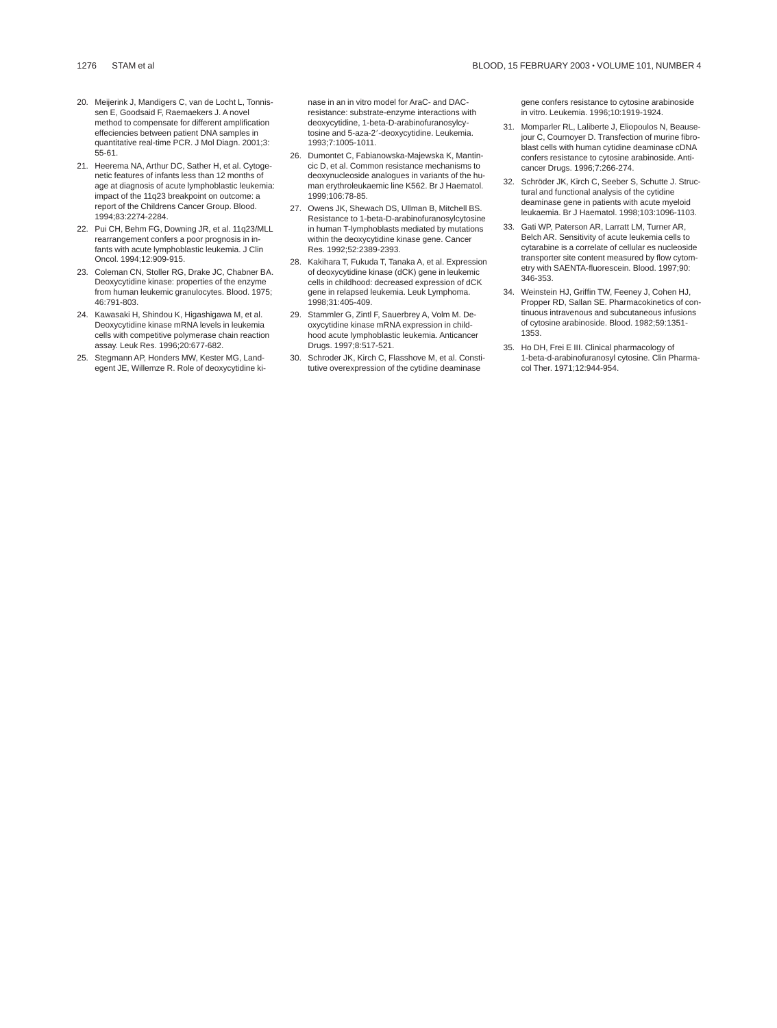20. Meijerink J, Mandigers C, van de Locht L, Tonnissen E, Goodsaid F, Raemaekers J. A novel method to compensate for different amplification effeciencies between patient DNA samples in quantitative real-time PCR. J Mol Diagn. 2001;3: 55-61.

21. Heerema NA, Arthur DC, Sather H, et al. Cytogenetic features of infants less than 12 months of age at diagnosis of acute lymphoblastic leukemia: impact of the 11q23 breakpoint on outcome: a report of the Childrens Cancer Group. Blood. 1994;83:2274-2284.

22. Pui CH, Behm FG, Downing JR, et al. 11q23/MLL rearrangement confers a poor prognosis in infants with acute lymphoblastic leukemia. J Clin Oncol. 1994;12:909-915.

23. Coleman CN, Stoller RG, Drake JC, Chabner BA. Deoxycytidine kinase: properties of the enzyme from human leukemic granulocytes. Blood. 1975; 46:791-803.

24. Kawasaki H, Shindou K, Higashigawa M, et al. Deoxycytidine kinase mRNA levels in leukemia cells with competitive polymerase chain reaction assay. Leuk Res. 1996;20:677-682.

25. Stegmann AP, Honders MW, Kester MG, Landegent JE, Willemze R. Role of deoxycytidine kinase in an in vitro model for AraC- and DAC-resistance: substrate-enzyme interactions with deoxycytidine, 1-beta-D-arabinofuranosylcytosine and 5-aza-2′-deoxycytidine. Leukemia. 1993;7:1005-1011.

26. Dumontet C, Fabianowska-Majewska K, Mantincic D, et al. Common resistance mechanisms to deoxynucleoside analogues in variants of the human erythroleukaemic line K562. Br J Haematol. 1999;106:78-85.

27. Owens JK, Shewach DS, Ullman B, Mitchell BS. Resistance to 1-beta-D-arabinofuranosylcytosine in human T-lymphoblasts mediated by mutations within the deoxycytidine kinase gene. Cancer Res. 1992;52:2389-2393.

28. Kakihara T, Fukuda T, Tanaka A, et al. Expression of deoxycytidine kinase (dCK) gene in leukemic cells in childhood: decreased expression of dCK gene in relapsed leukemia. Leuk Lymphoma. 1998;31:405-409.

29. Stammler G, Zintl F, Sauerbrey A, Volm M. Deoxycytidine kinase mRNA expression in childhood acute lymphoblastic leukemia. Anticancer Drugs. 1997;8:517-521.

30. Schroder JK, Kirch C, Flasshove M, et al. Constitutive overexpression of the cytidine deaminase gene confers resistance to cytosine arabinoside in vitro. Leukemia. 1996;10:1919-1924.

31. Momparler RL, Laliberte J, Eliopoulos N, Beausejour C, Cournoyer D. Transfection of murine fibroblast cells with human cytidine deaminase cDNA confers resistance to cytosine arabinoside. Anticancer Drugs. 1996;7:266-274.

32. Schröder JK, Kirch C, Seeber S, Schutte J. Structural and functional analysis of the cytidine deaminase gene in patients with acute myeloid leukaemia. Br J Haematol. 1998;103:1096-1103.

33. Gati WP, Paterson AR, Larratt LM, Turner AR, Belch AR. Sensitivity of acute leukemia cells to cytarabine is a correlate of cellular es nucleoside transporter site content measured by flow cytometry with SAENTA-fluorescein. Blood. 1997;90: 346-353.

34. Weinstein HJ, Griffin TW, Feeney J, Cohen HJ, Propper RD, Sallan SE. Pharmacokinetics of continuous intravenous and subcutaneous infusions of cytosine arabinoside. Blood. 1982;59:1351-1353.

35. Ho DH, Frei E III. Clinical pharmacology of 1-beta-d-arabinofuranosyl cytosine. Clin Pharmacol Ther. 1971;12:944-954.